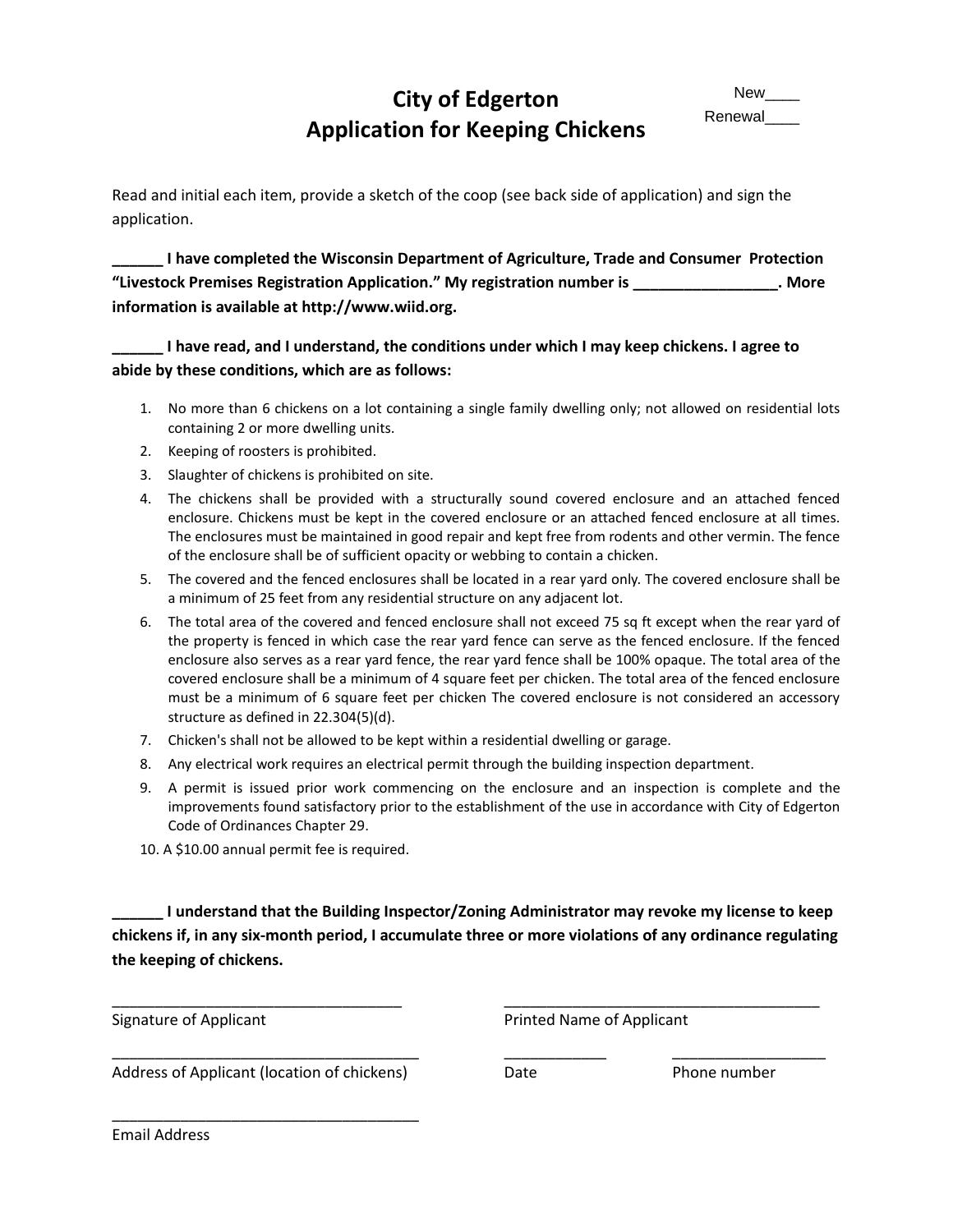# City of Edgerton
# Application for Keeping Chickens

New____
Renewal____

Read and initial each item, provide a sketch of the coop (see back side of application) and sign the application.

**______ I have completed the Wisconsin Department of Agriculture, Trade and Consumer Protection "Livestock Premises Registration Application." My registration number is _________________. More information is available at http://www.wiid.org.**

**______ I have read, and I understand, the conditions under which I may keep chickens. I agree to abide by these conditions, which are as follows:**

1. No more than 6 chickens on a lot containing a single family dwelling only; not allowed on residential lots containing 2 or more dwelling units.
2. Keeping of roosters is prohibited.
3. Slaughter of chickens is prohibited on site.
4. The chickens shall be provided with a structurally sound covered enclosure and an attached fenced enclosure. Chickens must be kept in the covered enclosure or an attached fenced enclosure at all times. The enclosures must be maintained in good repair and kept free from rodents and other vermin. The fence of the enclosure shall be of sufficient opacity or webbing to contain a chicken.
5. The covered and the fenced enclosures shall be located in a rear yard only. The covered enclosure shall be a minimum of 25 feet from any residential structure on any adjacent lot.
6. The total area of the covered and fenced enclosure shall not exceed 75 sq ft except when the rear yard of the property is fenced in which case the rear yard fence can serve as the fenced enclosure. If the fenced enclosure also serves as a rear yard fence, the rear yard fence shall be 100% opaque. The total area of the covered enclosure shall be a minimum of 4 square feet per chicken. The total area of the fenced enclosure must be a minimum of 6 square feet per chicken The covered enclosure is not considered an accessory structure as defined in 22.304(5)(d).
7. Chicken's shall not be allowed to be kept within a residential dwelling or garage.
8. Any electrical work requires an electrical permit through the building inspection department.
9. A permit is issued prior work commencing on the enclosure and an inspection is complete and the improvements found satisfactory prior to the establishment of the use in accordance with City of Edgerton Code of Ordinances Chapter 29.
10. A $10.00 annual permit fee is required.

**______ I understand that the Building Inspector/Zoning Administrator may revoke my license to keep chickens if, in any six-month period, I accumulate three or more violations of any ordinance regulating the keeping of chickens.**

___________________________________ ___________________________________

Signature of Applicant Printed Name of Applicant

___________________________________ ____________ __________________

Address of Applicant (location of chickens) Date Phone number

___________________________________

Email Address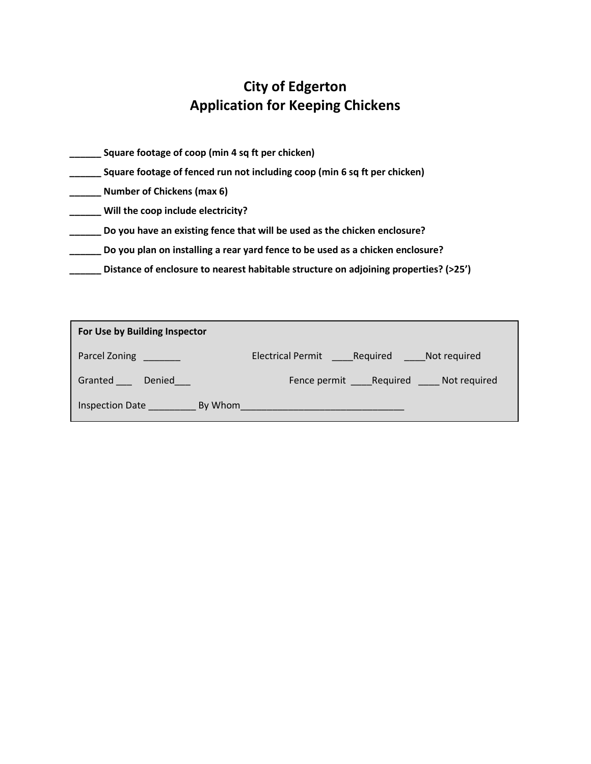# City of Edgerton
# Application for Keeping Chickens

**______ Square footage of coop (min 4 sq ft per chicken)**

**______ Square footage of fenced run not including coop (min 6 sq ft per chicken)**

**______ Number of Chickens (max 6)**

**______ Will the coop include electricity?**

**______ Do you have an existing fence that will be used as the chicken enclosure?**

**______ Do you plan on installing a rear yard fence to be used as a chicken enclosure?**

**______ Distance of enclosure to nearest habitable structure on adjoining properties? (>25')**

**For Use by Building Inspector**

Parcel Zoning _______ Electrical Permit ____Required ____Not required

Granted ___ Denied___ Fence permit ____Required ____ Not required

Inspection Date _________ By Whom________________________________